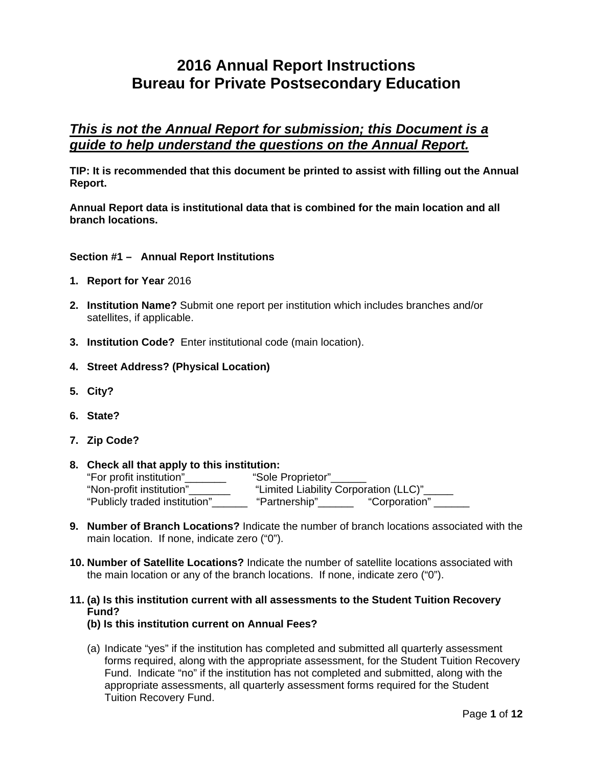# 2016 Annual Report Instructions
# Bureau for Private Postsecondary Education

## ***This is not the Annual Report for submission; this Document is a guide to help understand the questions on the Annual Report.***

**TIP: It is recommended that this document be printed to assist with filling out the Annual Report.**

**Annual Report data is institutional data that is combined for the main location and all branch locations.**

### Section #1 – Annual Report Institutions

1. **Report for Year** 2016

2. **Institution Name?** Submit one report per institution which includes branches and/or satellites, if applicable.

3. **Institution Code?** Enter institutional code (main location).

4. **Street Address? (Physical Location)**

5. **City?**

6. **State?**

7. **Zip Code?**

8. **Check all that apply to this institution:**
   "For profit institution"_______ "Sole Proprietor"______
   "Non-profit institution"_______ "Limited Liability Corporation (LLC)"_____
   "Publicly traded institution"______ "Partnership"______ "Corporation" ______

9. **Number of Branch Locations?** Indicate the number of branch locations associated with the main location. If none, indicate zero ("0").

10. **Number of Satellite Locations?** Indicate the number of satellite locations associated with the main location or any of the branch locations. If none, indicate zero ("0").

11. **(a) Is this institution current with all assessments to the Student Tuition Recovery Fund?**
    **(b) Is this institution current on Annual Fees?**

    (a) Indicate "yes" if the institution has completed and submitted all quarterly assessment forms required, along with the appropriate assessment, for the Student Tuition Recovery Fund. Indicate "no" if the institution has not completed and submitted, along with the appropriate assessments, all quarterly assessment forms required for the Student Tuition Recovery Fund.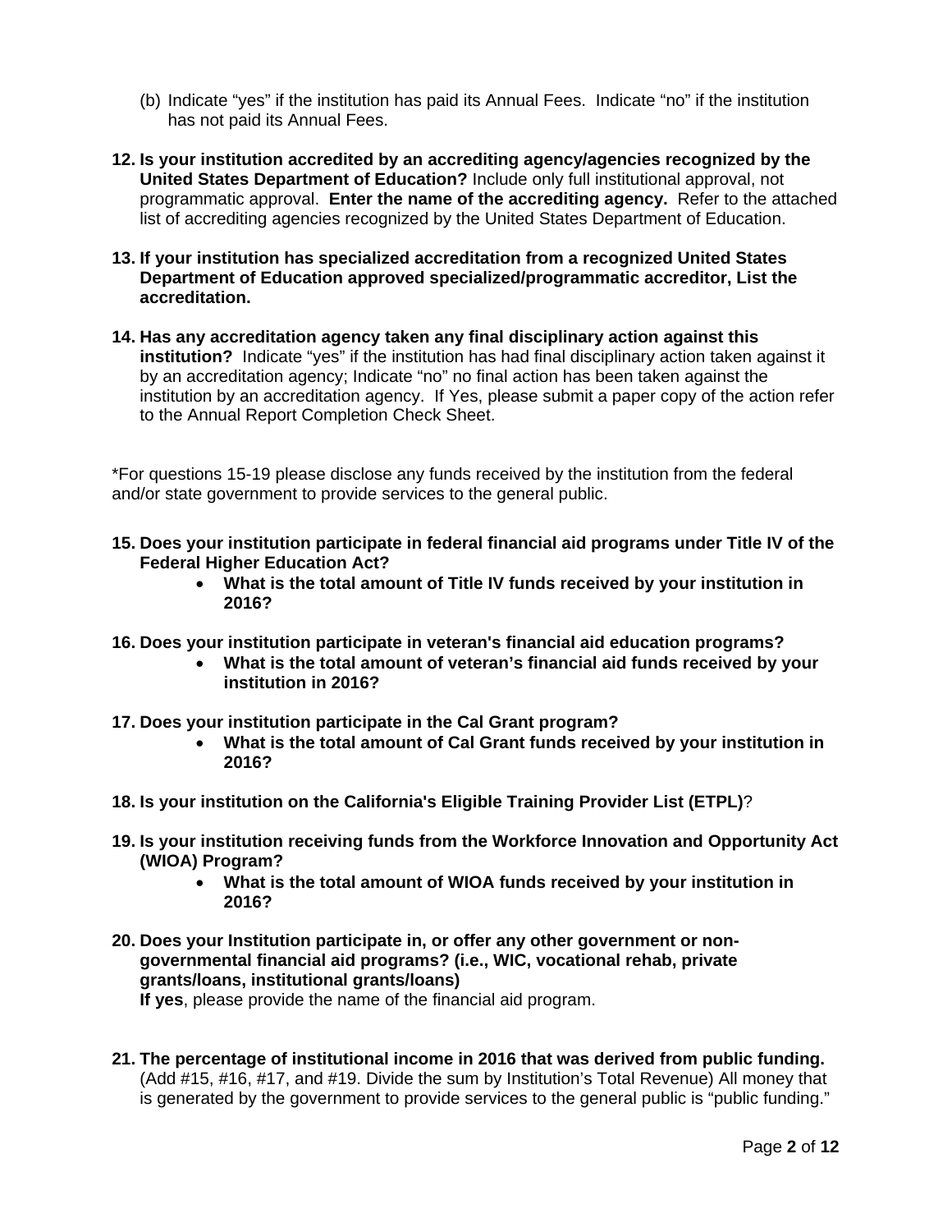(b) Indicate "yes" if the institution has paid its Annual Fees. Indicate "no" if the institution has not paid its Annual Fees.

**12. Is your institution accredited by an accrediting agency/agencies recognized by the United States Department of Education?** Include only full institutional approval, not programmatic approval. **Enter the name of the accrediting agency.** Refer to the attached list of accrediting agencies recognized by the United States Department of Education.

**13. If your institution has specialized accreditation from a recognized United States Department of Education approved specialized/programmatic accreditor, List the accreditation.**

**14. Has any accreditation agency taken any final disciplinary action against this institution?** Indicate "yes" if the institution has had final disciplinary action taken against it by an accreditation agency; Indicate "no" no final action has been taken against the institution by an accreditation agency. If Yes, please submit a paper copy of the action refer to the Annual Report Completion Check Sheet.

*For questions 15-19 please disclose any funds received by the institution from the federal and/or state government to provide services to the general public.

**15. Does your institution participate in federal financial aid programs under Title IV of the Federal Higher Education Act?**
- **What is the total amount of Title IV funds received by your institution in 2016?**

**16. Does your institution participate in veteran's financial aid education programs?**
- **What is the total amount of veteran's financial aid funds received by your institution in 2016?**

**17. Does your institution participate in the Cal Grant program?**
- **What is the total amount of Cal Grant funds received by your institution in 2016?**

**18. Is your institution on the California's Eligible Training Provider List (ETPL)**?

**19. Is your institution receiving funds from the Workforce Innovation and Opportunity Act (WIOA) Program?**
- **What is the total amount of WIOA funds received by your institution in 2016?**

**20. Does your Institution participate in, or offer any other government or non-governmental financial aid programs? (i.e., WIC, vocational rehab, private grants/loans, institutional grants/loans)**
**If yes**, please provide the name of the financial aid program.

**21. The percentage of institutional income in 2016 that was derived from public funding.** (Add #15, #16, #17, and #19. Divide the sum by Institution's Total Revenue) All money that is generated by the government to provide services to the general public is "public funding."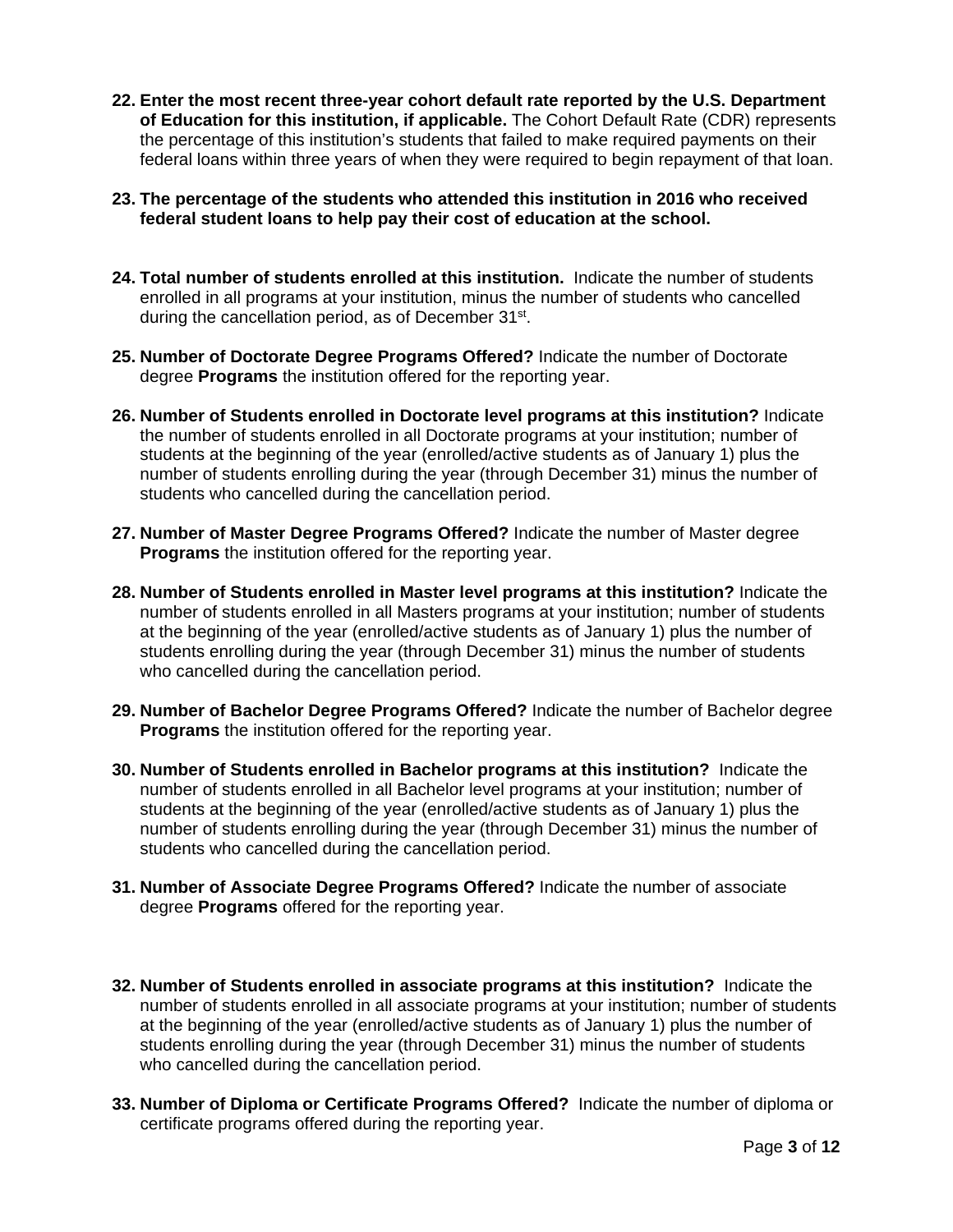22. **Enter the most recent three-year cohort default rate reported by the U.S. Department of Education for this institution, if applicable.** The Cohort Default Rate (CDR) represents the percentage of this institution's students that failed to make required payments on their federal loans within three years of when they were required to begin repayment of that loan.

23. **The percentage of the students who attended this institution in 2016 who received federal student loans to help pay their cost of education at the school.**

24. **Total number of students enrolled at this institution.** Indicate the number of students enrolled in all programs at your institution, minus the number of students who cancelled during the cancellation period, as of December 31st.

25. **Number of Doctorate Degree Programs Offered?** Indicate the number of Doctorate degree **Programs** the institution offered for the reporting year.

26. **Number of Students enrolled in Doctorate level programs at this institution?** Indicate the number of students enrolled in all Doctorate programs at your institution; number of students at the beginning of the year (enrolled/active students as of January 1) plus the number of students enrolling during the year (through December 31) minus the number of students who cancelled during the cancellation period.

27. **Number of Master Degree Programs Offered?** Indicate the number of Master degree **Programs** the institution offered for the reporting year.

28. **Number of Students enrolled in Master level programs at this institution?** Indicate the number of students enrolled in all Masters programs at your institution; number of students at the beginning of the year (enrolled/active students as of January 1) plus the number of students enrolling during the year (through December 31) minus the number of students who cancelled during the cancellation period.

29. **Number of Bachelor Degree Programs Offered?** Indicate the number of Bachelor degree **Programs** the institution offered for the reporting year.

30. **Number of Students enrolled in Bachelor programs at this institution?** Indicate the number of students enrolled in all Bachelor level programs at your institution; number of students at the beginning of the year (enrolled/active students as of January 1) plus the number of students enrolling during the year (through December 31) minus the number of students who cancelled during the cancellation period.

31. **Number of Associate Degree Programs Offered?** Indicate the number of associate degree **Programs** offered for the reporting year.

32. **Number of Students enrolled in associate programs at this institution?** Indicate the number of students enrolled in all associate programs at your institution; number of students at the beginning of the year (enrolled/active students as of January 1) plus the number of students enrolling during the year (through December 31) minus the number of students who cancelled during the cancellation period.

33. **Number of Diploma or Certificate Programs Offered?** Indicate the number of diploma or certificate programs offered during the reporting year.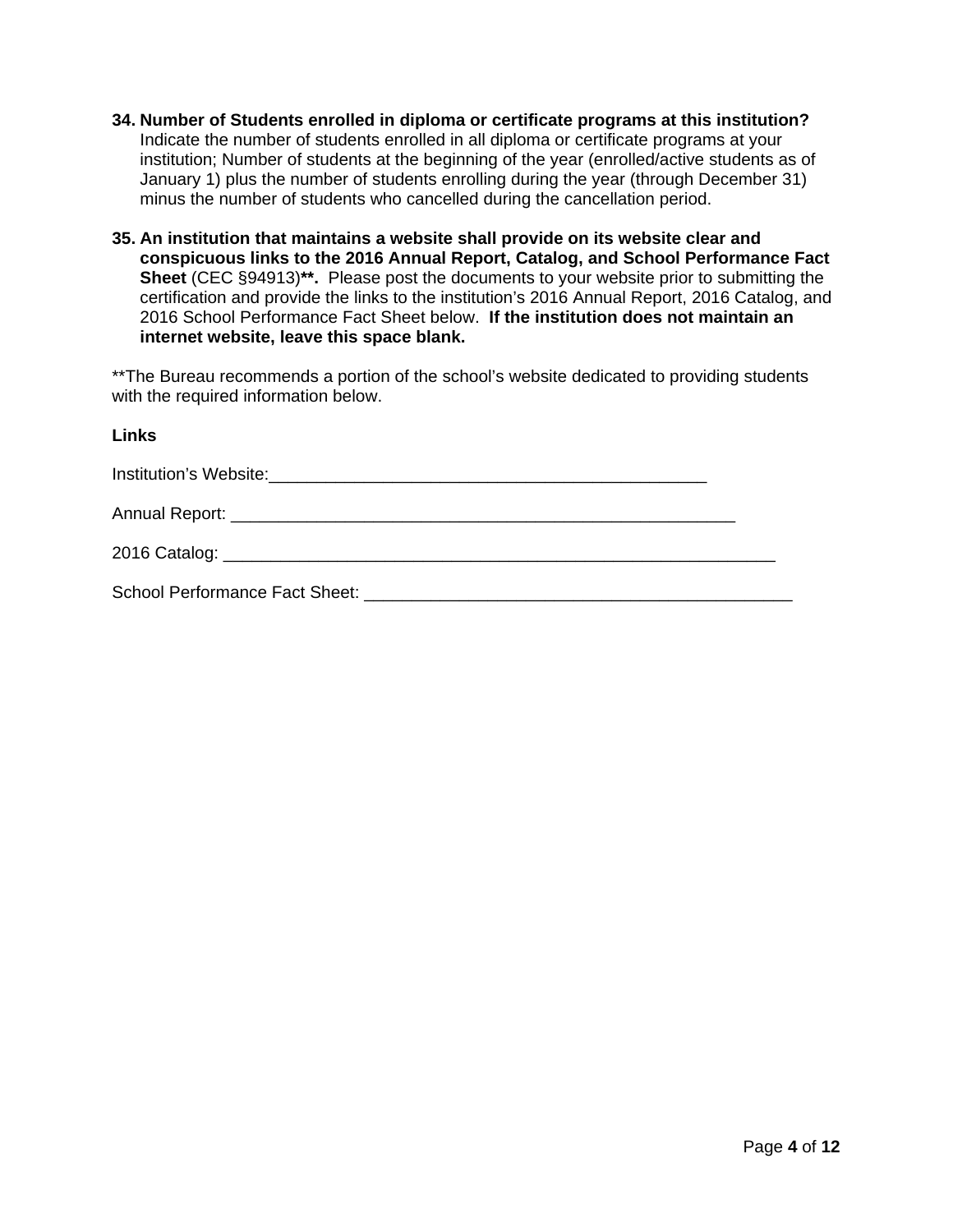**34. Number of Students enrolled in diploma or certificate programs at this institution?** Indicate the number of students enrolled in all diploma or certificate programs at your institution; Number of students at the beginning of the year (enrolled/active students as of January 1) plus the number of students enrolling during the year (through December 31) minus the number of students who cancelled during the cancellation period.

**35. An institution that maintains a website shall provide on its website clear and conspicuous links to the 2016 Annual Report, Catalog, and School Performance Fact Sheet** (CEC §94913)**\*\*.** Please post the documents to your website prior to submitting the certification and provide the links to the institution's 2016 Annual Report, 2016 Catalog, and 2016 School Performance Fact Sheet below. **If the institution does not maintain an internet website, leave this space blank.**

\*\*The Bureau recommends a portion of the school's website dedicated to providing students with the required information below.

**Links**

Institution's Website:_______________________________________________

Annual Report: _______________________________________________________

2016 Catalog: __________________________________________________________

School Performance Fact Sheet: _______________________________________________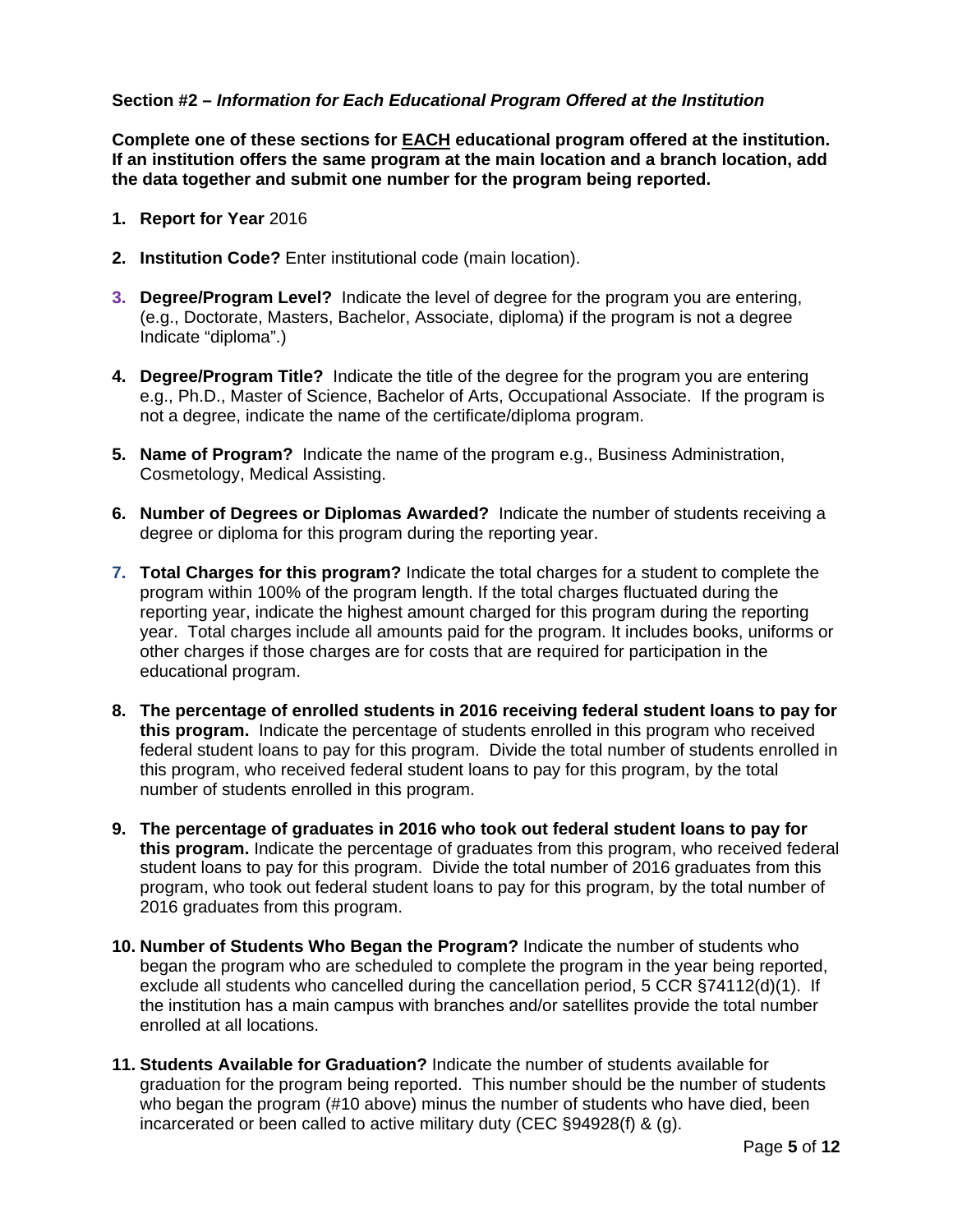**Section #2 –** ***Information for Each Educational Program Offered at the Institution***

**Complete one of these sections for EACH educational program offered at the institution. If an institution offers the same program at the main location and a branch location, add the data together and submit one number for the program being reported.**

1. **Report for Year** 2016

2. **Institution Code?** Enter institutional code (main location).

3. **Degree/Program Level?** Indicate the level of degree for the program you are entering, (e.g., Doctorate, Masters, Bachelor, Associate, diploma) if the program is not a degree Indicate "diploma".)

4. **Degree/Program Title?** Indicate the title of the degree for the program you are entering e.g., Ph.D., Master of Science, Bachelor of Arts, Occupational Associate. If the program is not a degree, indicate the name of the certificate/diploma program.

5. **Name of Program?** Indicate the name of the program e.g., Business Administration, Cosmetology, Medical Assisting.

6. **Number of Degrees or Diplomas Awarded?** Indicate the number of students receiving a degree or diploma for this program during the reporting year.

7. **Total Charges for this program?** Indicate the total charges for a student to complete the program within 100% of the program length. If the total charges fluctuated during the reporting year, indicate the highest amount charged for this program during the reporting year. Total charges include all amounts paid for the program. It includes books, uniforms or other charges if those charges are for costs that are required for participation in the educational program.

8. **The percentage of enrolled students in 2016 receiving federal student loans to pay for this program.** Indicate the percentage of students enrolled in this program who received federal student loans to pay for this program. Divide the total number of students enrolled in this program, who received federal student loans to pay for this program, by the total number of students enrolled in this program.

9. **The percentage of graduates in 2016 who took out federal student loans to pay for this program.** Indicate the percentage of graduates from this program, who received federal student loans to pay for this program. Divide the total number of 2016 graduates from this program, who took out federal student loans to pay for this program, by the total number of 2016 graduates from this program.

10. **Number of Students Who Began the Program?** Indicate the number of students who began the program who are scheduled to complete the program in the year being reported, exclude all students who cancelled during the cancellation period, 5 CCR §74112(d)(1). If the institution has a main campus with branches and/or satellites provide the total number enrolled at all locations.

11. **Students Available for Graduation?** Indicate the number of students available for graduation for the program being reported. This number should be the number of students who began the program (#10 above) minus the number of students who have died, been incarcerated or been called to active military duty (CEC §94928(f) & (g).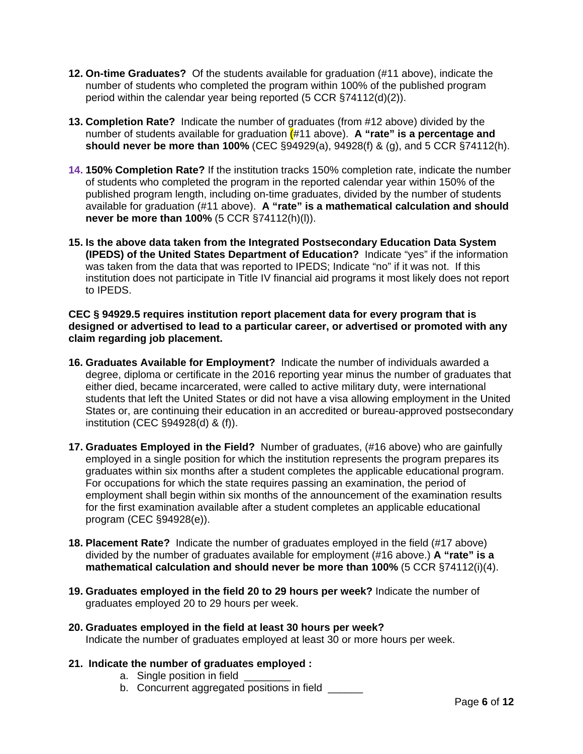12. **On-time Graduates?** Of the students available for graduation (#11 above), indicate the number of students who completed the program within 100% of the published program period within the calendar year being reported (5 CCR §74112(d)(2)).

13. **Completion Rate?** Indicate the number of graduates (from #12 above) divided by the number of students available for graduation (#11 above). **A "rate" is a percentage and should never be more than 100%** (CEC §94929(a), 94928(f) & (g), and 5 CCR §74112(h).

14. **150% Completion Rate?** If the institution tracks 150% completion rate, indicate the number of students who completed the program in the reported calendar year within 150% of the published program length, including on-time graduates, divided by the number of students available for graduation (#11 above). **A "rate" is a mathematical calculation and should never be more than 100%** (5 CCR §74112(h)(l)).

15. **Is the above data taken from the Integrated Postsecondary Education Data System (IPEDS) of the United States Department of Education?** Indicate "yes" if the information was taken from the data that was reported to IPEDS; Indicate "no" if it was not. If this institution does not participate in Title IV financial aid programs it most likely does not report to IPEDS.

**CEC § 94929.5 requires institution report placement data for every program that is designed or advertised to lead to a particular career, or advertised or promoted with any claim regarding job placement.**

16. **Graduates Available for Employment?** Indicate the number of individuals awarded a degree, diploma or certificate in the 2016 reporting year minus the number of graduates that either died, became incarcerated, were called to active military duty, were international students that left the United States or did not have a visa allowing employment in the United States or, are continuing their education in an accredited or bureau-approved postsecondary institution (CEC §94928(d) & (f)).

17. **Graduates Employed in the Field?** Number of graduates, (#16 above) who are gainfully employed in a single position for which the institution represents the program prepares its graduates within six months after a student completes the applicable educational program. For occupations for which the state requires passing an examination, the period of employment shall begin within six months of the announcement of the examination results for the first examination available after a student completes an applicable educational program (CEC §94928(e)).

18. **Placement Rate?** Indicate the number of graduates employed in the field (#17 above) divided by the number of graduates available for employment (#16 above.) **A "rate" is a mathematical calculation and should never be more than 100%** (5 CCR §74112(i)(4).

19. **Graduates employed in the field 20 to 29 hours per week?** Indicate the number of graduates employed 20 to 29 hours per week.

20. **Graduates employed in the field at least 30 hours per week?**
Indicate the number of graduates employed at least 30 or more hours per week.

21. **Indicate the number of graduates employed :**
    a. Single position in field ________
    b. Concurrent aggregated positions in field ______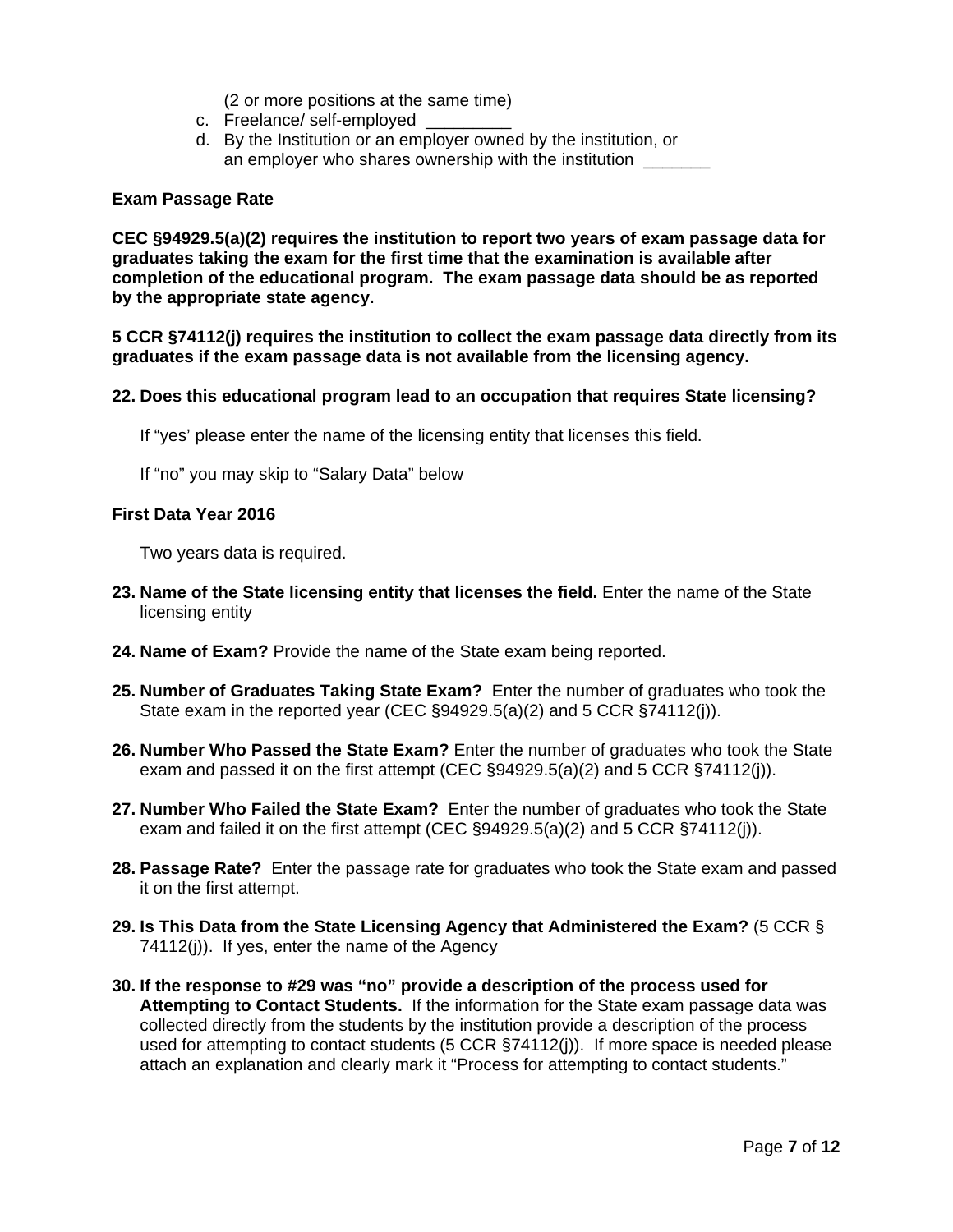(2 or more positions at the same time)

c. Freelance/ self-employed _________

d. By the Institution or an employer owned by the institution, or an employer who shares ownership with the institution _______

**Exam Passage Rate**

**CEC §94929.5(a)(2) requires the institution to report two years of exam passage data for graduates taking the exam for the first time that the examination is available after completion of the educational program. The exam passage data should be as reported by the appropriate state agency.**

**5 CCR §74112(j) requires the institution to collect the exam passage data directly from its graduates if the exam passage data is not available from the licensing agency.**

**22. Does this educational program lead to an occupation that requires State licensing?**

If "yes' please enter the name of the licensing entity that licenses this field.

If "no" you may skip to "Salary Data" below

**First Data Year 2016**

Two years data is required.

**23. Name of the State licensing entity that licenses the field.** Enter the name of the State licensing entity

**24. Name of Exam?** Provide the name of the State exam being reported.

**25. Number of Graduates Taking State Exam?** Enter the number of graduates who took the State exam in the reported year (CEC §94929.5(a)(2) and 5 CCR §74112(j)).

**26. Number Who Passed the State Exam?** Enter the number of graduates who took the State exam and passed it on the first attempt (CEC §94929.5(a)(2) and 5 CCR §74112(j)).

**27. Number Who Failed the State Exam?** Enter the number of graduates who took the State exam and failed it on the first attempt (CEC §94929.5(a)(2) and 5 CCR §74112(j)).

**28. Passage Rate?** Enter the passage rate for graduates who took the State exam and passed it on the first attempt.

**29. Is This Data from the State Licensing Agency that Administered the Exam?** (5 CCR § 74112(j)). If yes, enter the name of the Agency

**30. If the response to #29 was "no" provide a description of the process used for Attempting to Contact Students.** If the information for the State exam passage data was collected directly from the students by the institution provide a description of the process used for attempting to contact students (5 CCR §74112(j)). If more space is needed please attach an explanation and clearly mark it "Process for attempting to contact students."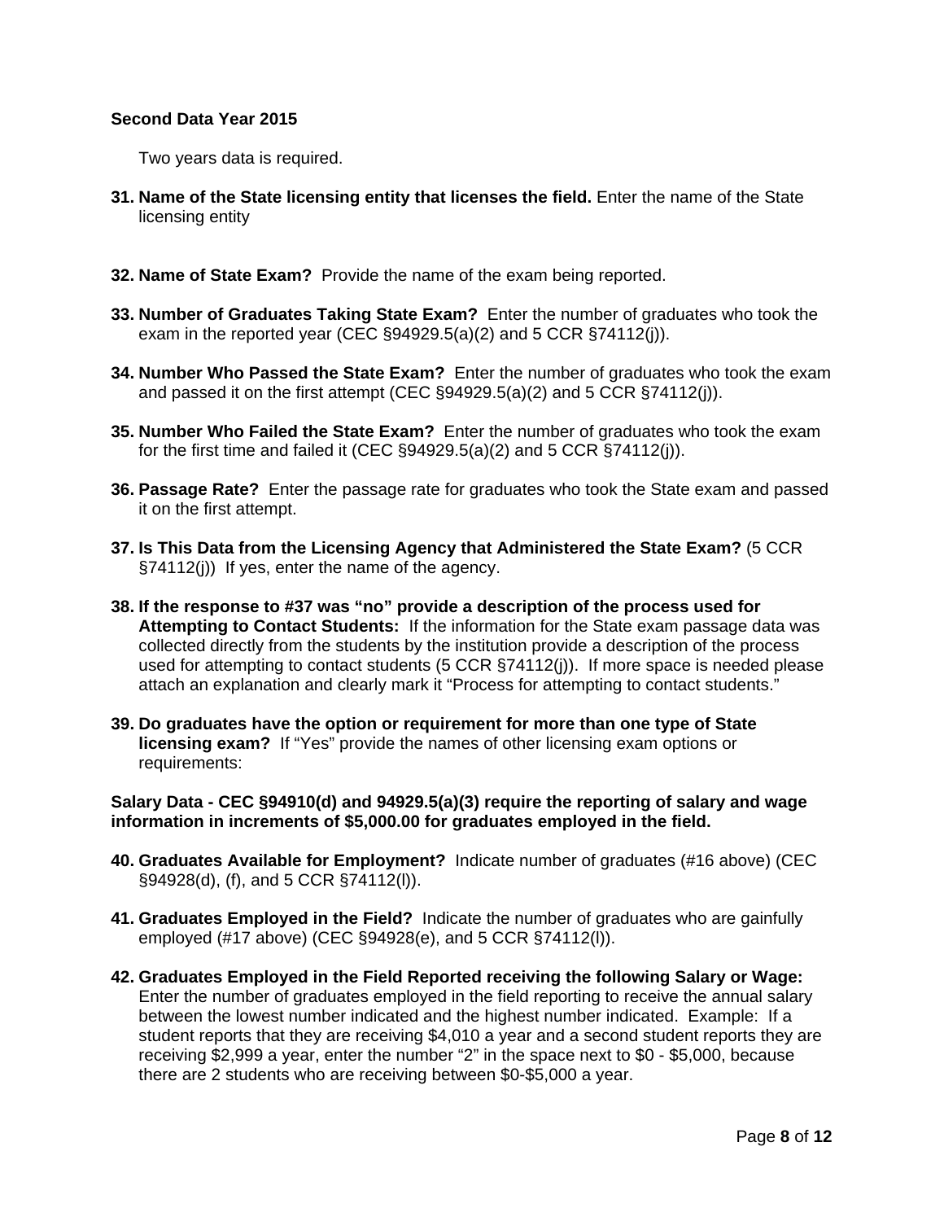**Second Data Year 2015**

Two years data is required.

31. **Name of the State licensing entity that licenses the field.** Enter the name of the State licensing entity

32. **Name of State Exam?** Provide the name of the exam being reported.

33. **Number of Graduates Taking State Exam?** Enter the number of graduates who took the exam in the reported year (CEC §94929.5(a)(2) and 5 CCR §74112(j)).

34. **Number Who Passed the State Exam?** Enter the number of graduates who took the exam and passed it on the first attempt (CEC §94929.5(a)(2) and 5 CCR §74112(j)).

35. **Number Who Failed the State Exam?** Enter the number of graduates who took the exam for the first time and failed it (CEC §94929.5(a)(2) and 5 CCR §74112(j)).

36. **Passage Rate?** Enter the passage rate for graduates who took the State exam and passed it on the first attempt.

37. **Is This Data from the Licensing Agency that Administered the State Exam?** (5 CCR §74112(j)) If yes, enter the name of the agency.

38. **If the response to #37 was "no" provide a description of the process used for Attempting to Contact Students:** If the information for the State exam passage data was collected directly from the students by the institution provide a description of the process used for attempting to contact students (5 CCR §74112(j)). If more space is needed please attach an explanation and clearly mark it "Process for attempting to contact students."

39. **Do graduates have the option or requirement for more than one type of State licensing exam?** If "Yes" provide the names of other licensing exam options or requirements:

**Salary Data - CEC §94910(d) and 94929.5(a)(3) require the reporting of salary and wage information in increments of $5,000.00 for graduates employed in the field.**

40. **Graduates Available for Employment?** Indicate number of graduates (#16 above) (CEC §94928(d), (f), and 5 CCR §74112(l)).

41. **Graduates Employed in the Field?** Indicate the number of graduates who are gainfully employed (#17 above) (CEC §94928(e), and 5 CCR §74112(l)).

42. **Graduates Employed in the Field Reported receiving the following Salary or Wage:** Enter the number of graduates employed in the field reporting to receive the annual salary between the lowest number indicated and the highest number indicated. Example: If a student reports that they are receiving $4,010 a year and a second student reports they are receiving $2,999 a year, enter the number "2" in the space next to $0 - $5,000, because there are 2 students who are receiving between $0-$5,000 a year.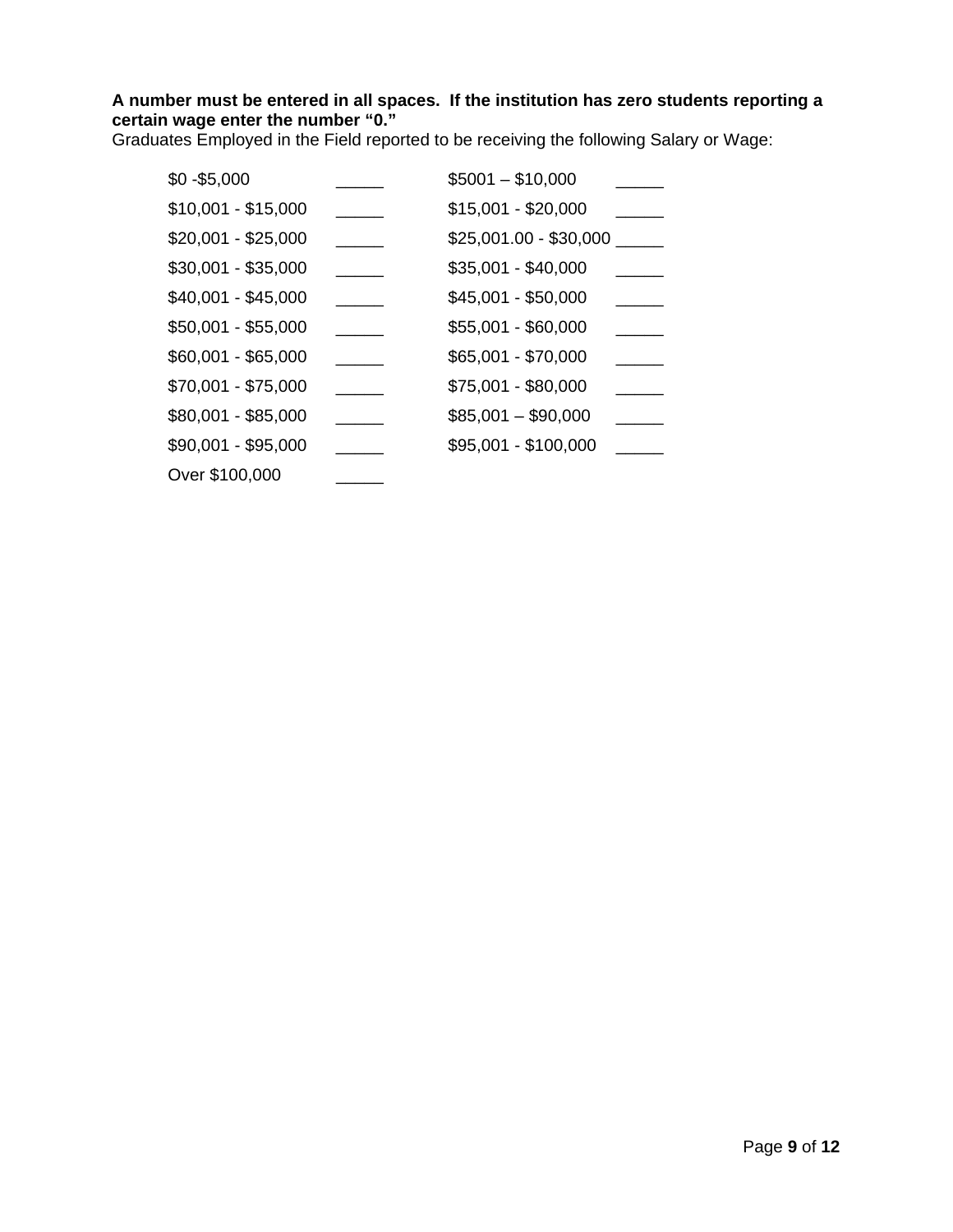**A number must be entered in all spaces. If the institution has zero students reporting a certain wage enter the number "0."**
Graduates Employed in the Field reported to be receiving the following Salary or Wage:

| | | | |
|---|---|---|---|
| $0 -$5,000 | _____ | $5001 – $10,000 | _____ |
| $10,001 - $15,000 | _____ | $15,001 - $20,000 | _____ |
| $20,001 - $25,000 | _____ | $25,001.00 - $30,000 | _____ |
| $30,001 - $35,000 | _____ | $35,001 - $40,000 | _____ |
| $40,001 - $45,000 | _____ | $45,001 - $50,000 | _____ |
| $50,001 - $55,000 | _____ | $55,001 - $60,000 | _____ |
| $60,001 - $65,000 | _____ | $65,001 - $70,000 | _____ |
| $70,001 - $75,000 | _____ | $75,001 - $80,000 | _____ |
| $80,001 - $85,000 | _____ | $85,001 – $90,000 | _____ |
| $90,001 - $95,000 | _____ | $95,001 - $100,000 | _____ |
| Over $100,000 | _____ | | |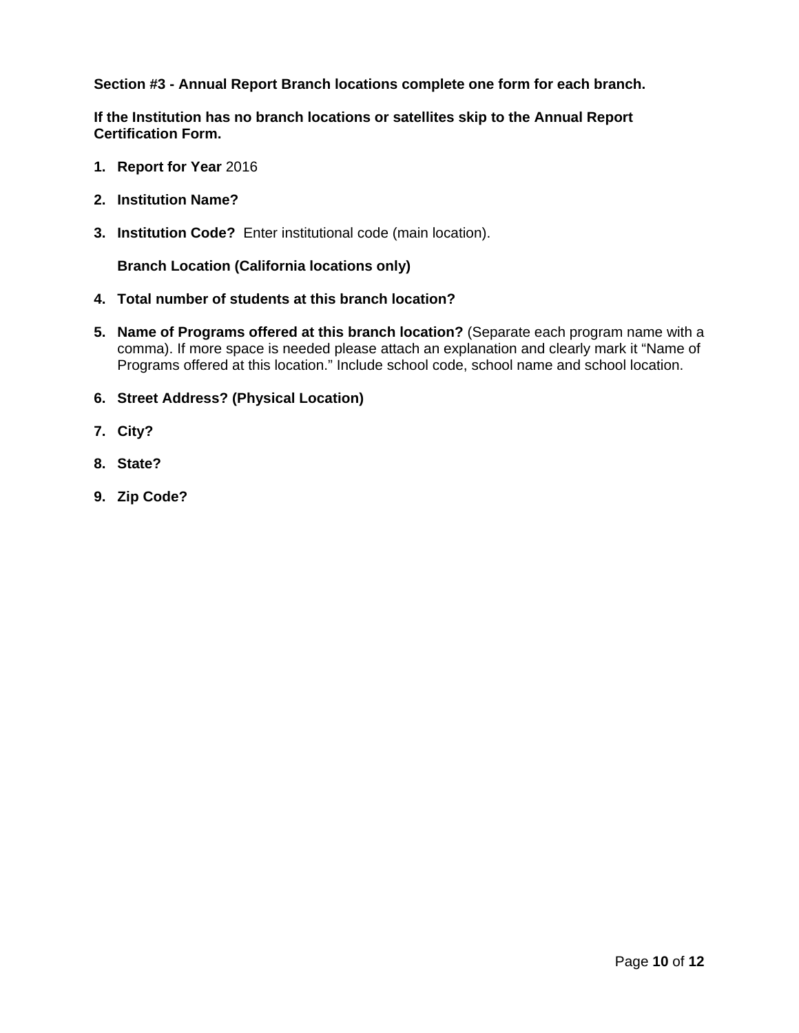**Section #3 - Annual Report Branch locations complete one form for each branch.**

**If the Institution has no branch locations or satellites skip to the Annual Report Certification Form.**

1. **Report for Year** 2016
2. **Institution Name?**
3. **Institution Code?** Enter institutional code (main location).

   **Branch Location (California locations only)**

4. **Total number of students at this branch location?**
5. **Name of Programs offered at this branch location?** (Separate each program name with a comma). If more space is needed please attach an explanation and clearly mark it "Name of Programs offered at this location." Include school code, school name and school location.
6. **Street Address? (Physical Location)**
7. **City?**
8. **State?**
9. **Zip Code?**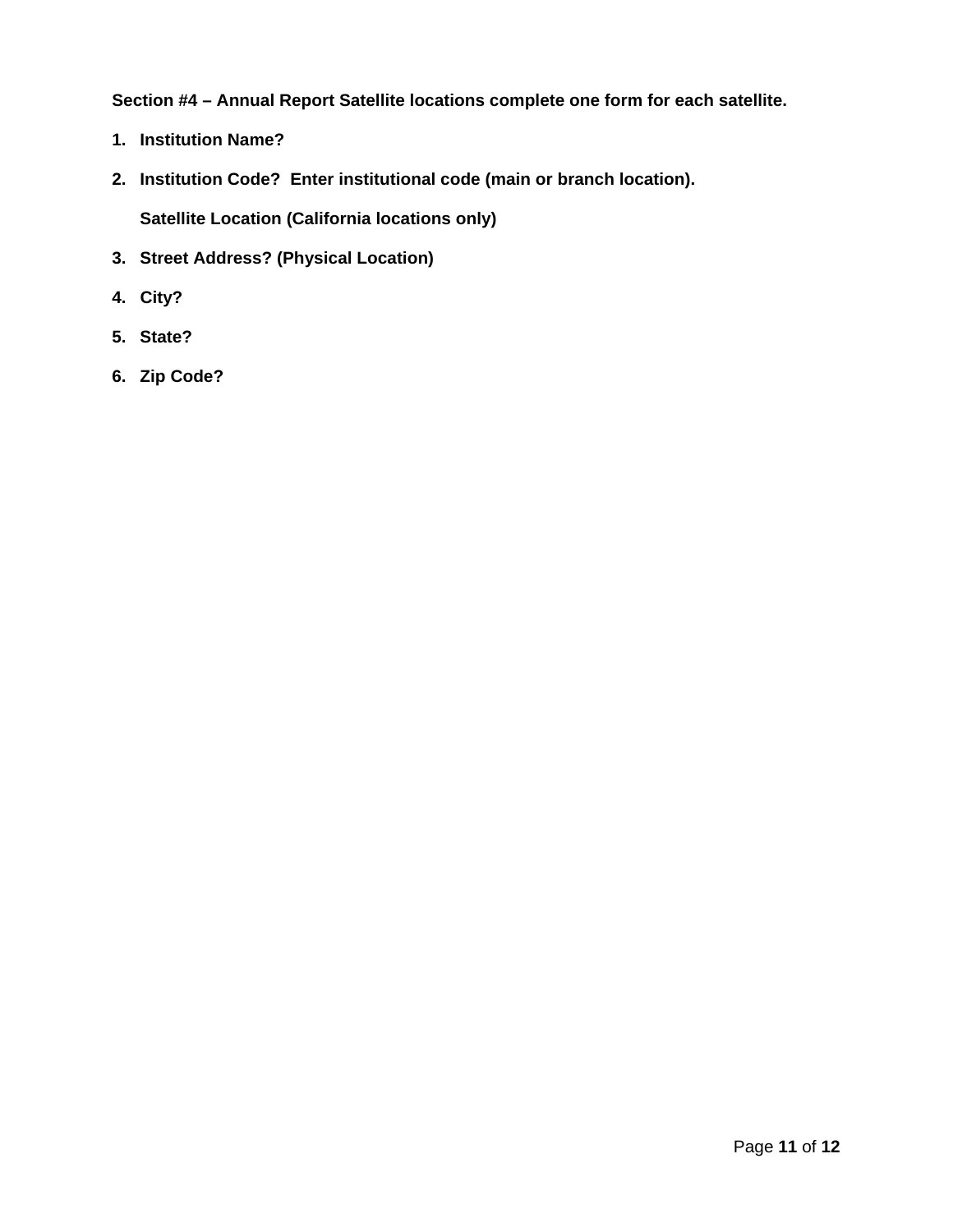**Section #4 – Annual Report Satellite locations complete one form for each satellite.**

1. **Institution Name?**
2. **Institution Code? Enter institutional code (main or branch location).**

   **Satellite Location (California locations only)**

3. **Street Address? (Physical Location)**
4. **City?**
5. **State?**
6. **Zip Code?**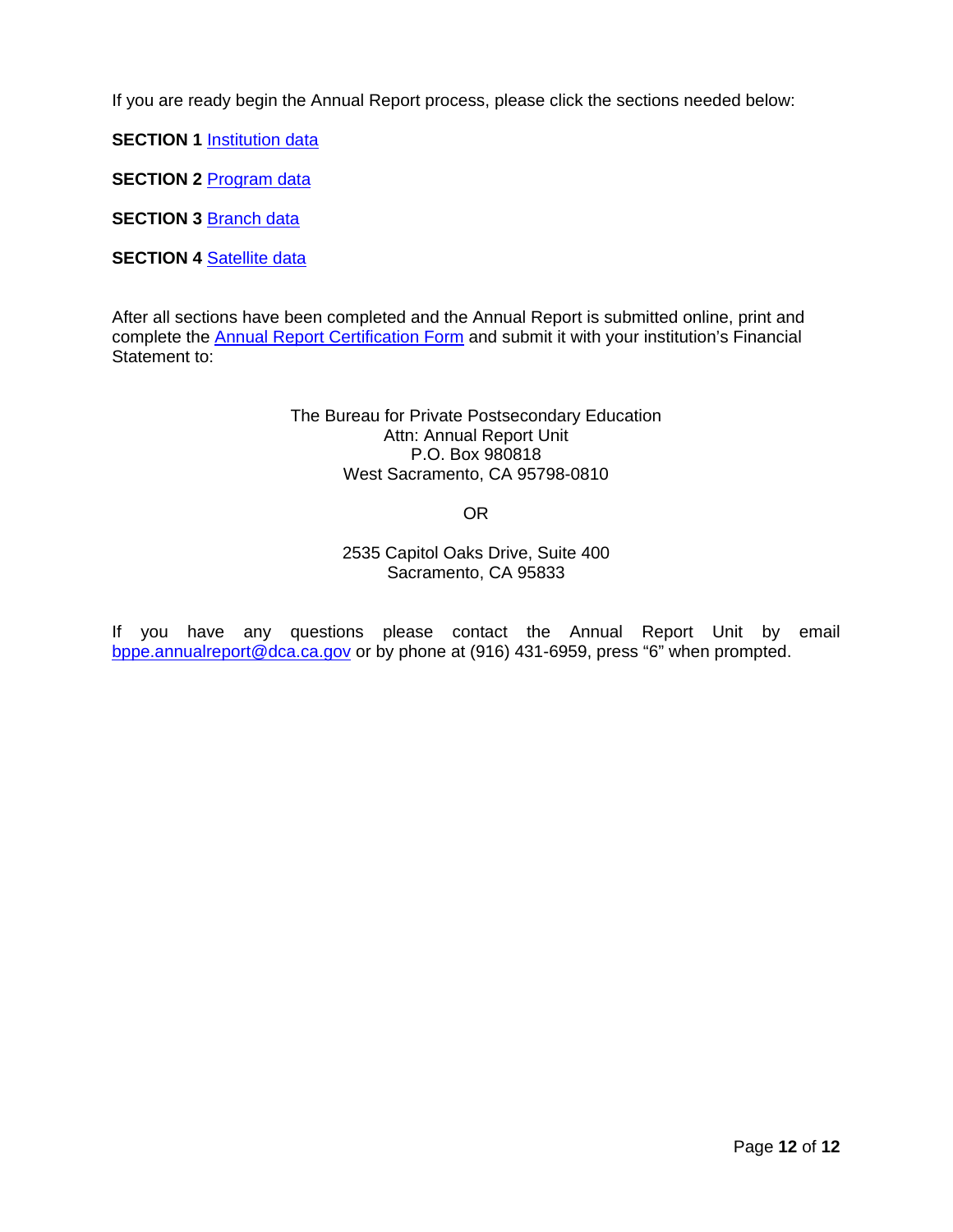If you are ready begin the Annual Report process, please click the sections needed below:

**SECTION 1** Institution data

**SECTION 2** Program data

**SECTION 3** Branch data

**SECTION 4** Satellite data

After all sections have been completed and the Annual Report is submitted online, print and complete the Annual Report Certification Form and submit it with your institution's Financial Statement to:

The Bureau for Private Postsecondary Education
Attn: Annual Report Unit
P.O. Box 980818
West Sacramento, CA 95798-0810

OR

2535 Capitol Oaks Drive, Suite 400
Sacramento, CA 95833

If you have any questions please contact the Annual Report Unit by email bppe.annualreport@dca.ca.gov or by phone at (916) 431-6959, press "6" when prompted.